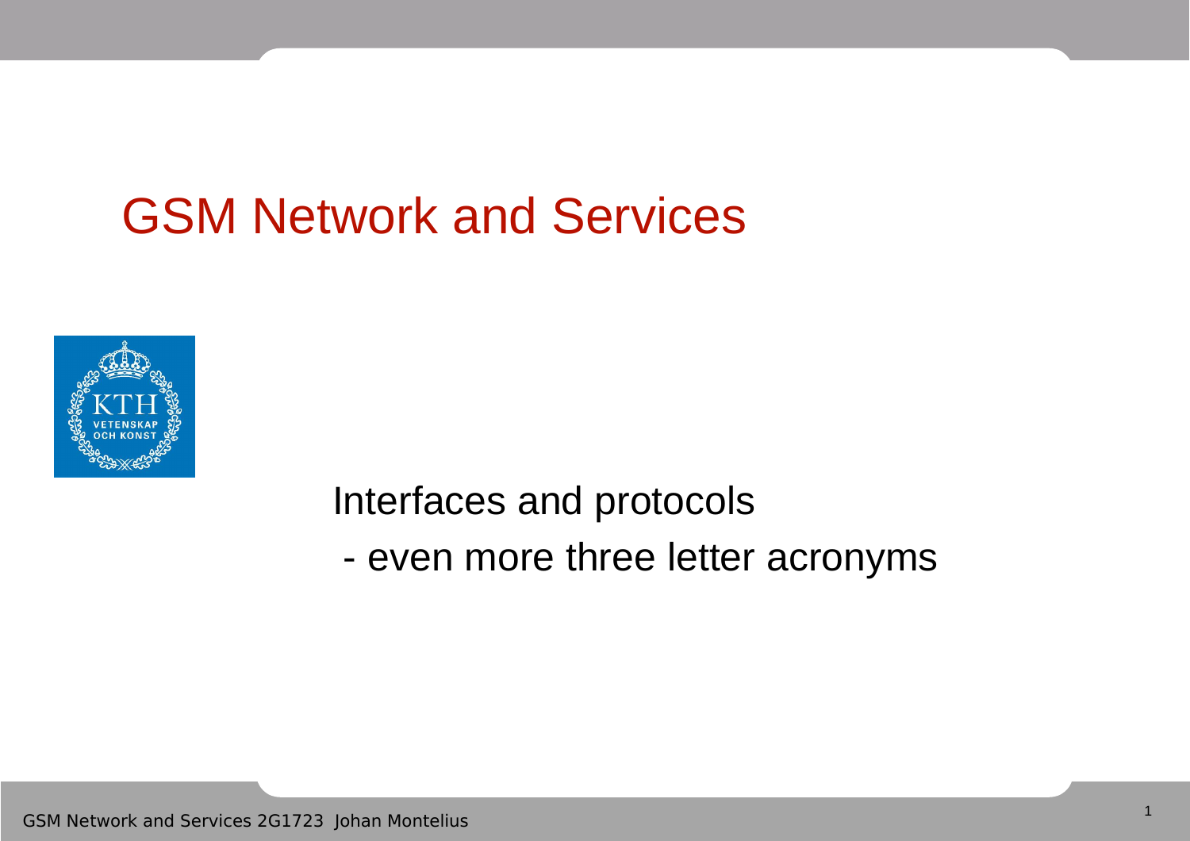# GSM Network and Services

Interfaces and protocols

- even more three letter acronyms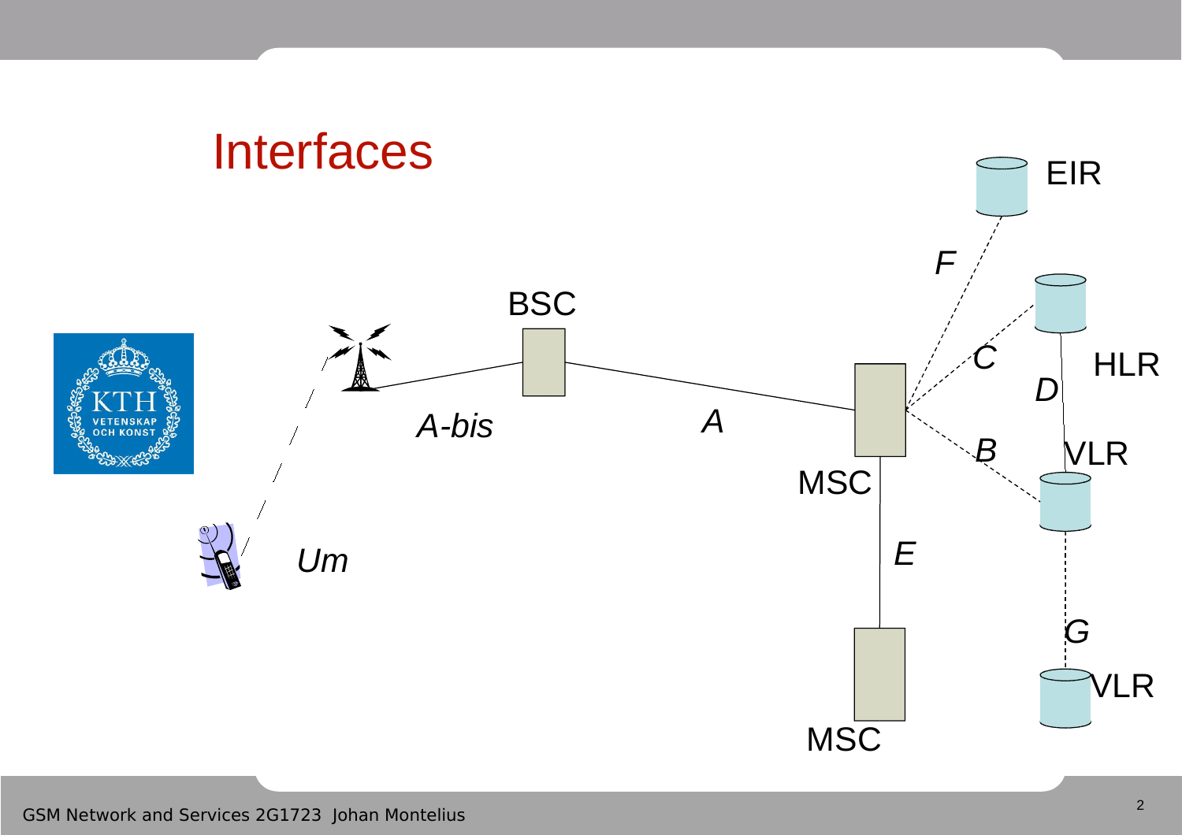# Interfaces

EIR

F

BSC

C

HLR

D

A-bis

A

B

VLR

MSC

Um

E

G

VLR

MSC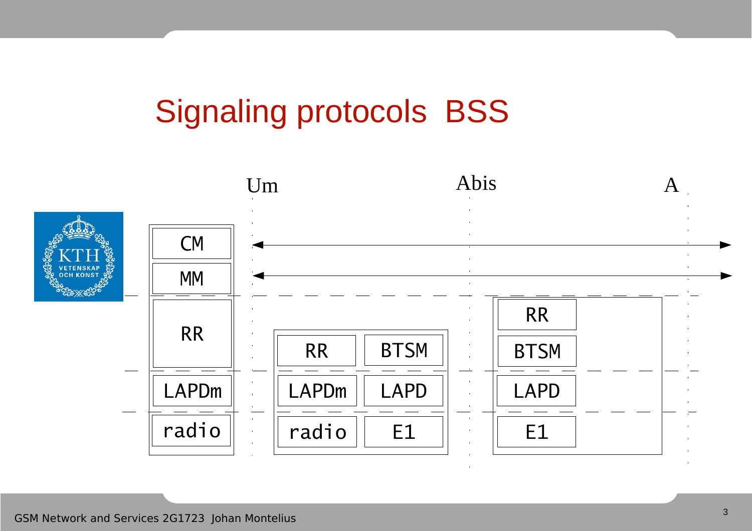# Signaling protocols BSS

Um Abis A

| MS | BTS | | BSC |
|---|---|---|---|
| CM | | | |
| MM | | | |
| RR | RR | BTSM | RR, BTSM |
| LAPDm | LAPDm | LAPD | LAPD |
| radio | radio | E1 | E1 |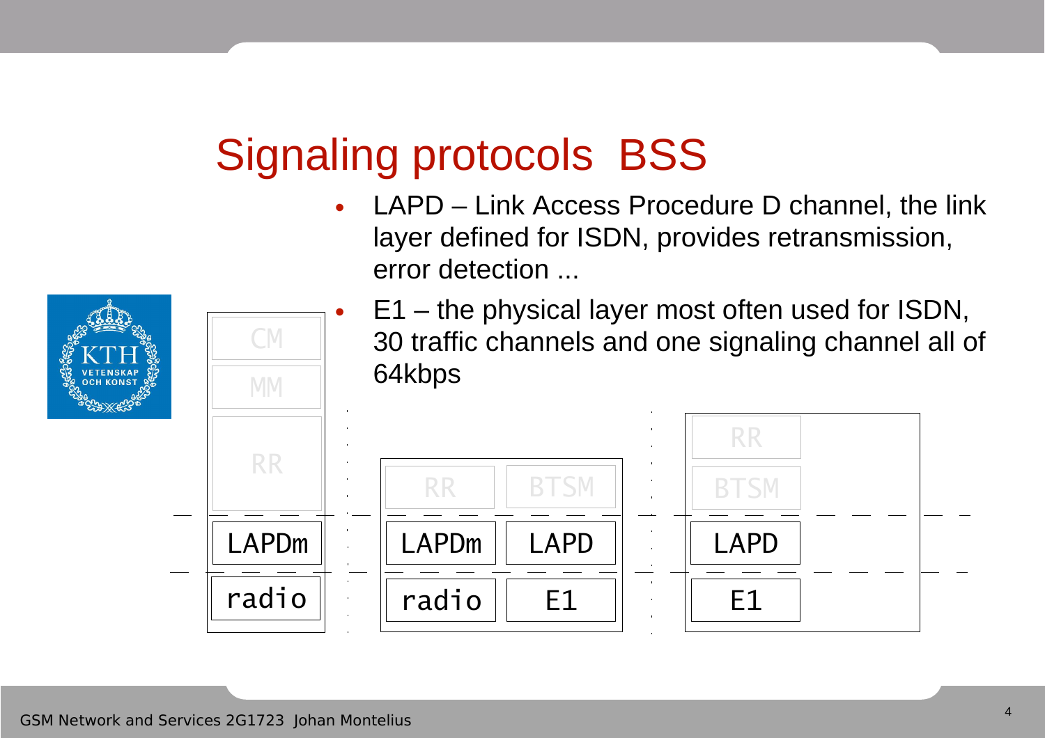# Signaling protocols BSS

- LAPD – Link Access Procedure D channel, the link layer defined for ISDN, provides retransmission, error detection ...
- E1 – the physical layer most often used for ISDN, 30 traffic channels and one signaling channel all of 64kbps

| MS | BTS | | BSC |
|---|---|---|---|
| CM | | | |
| MM | | | |
| RR | RR | BTSM | RR |
| | | | BTSM |
| LAPDm | LAPDm | LAPD | LAPD |
| radio | radio | E1 | E1 |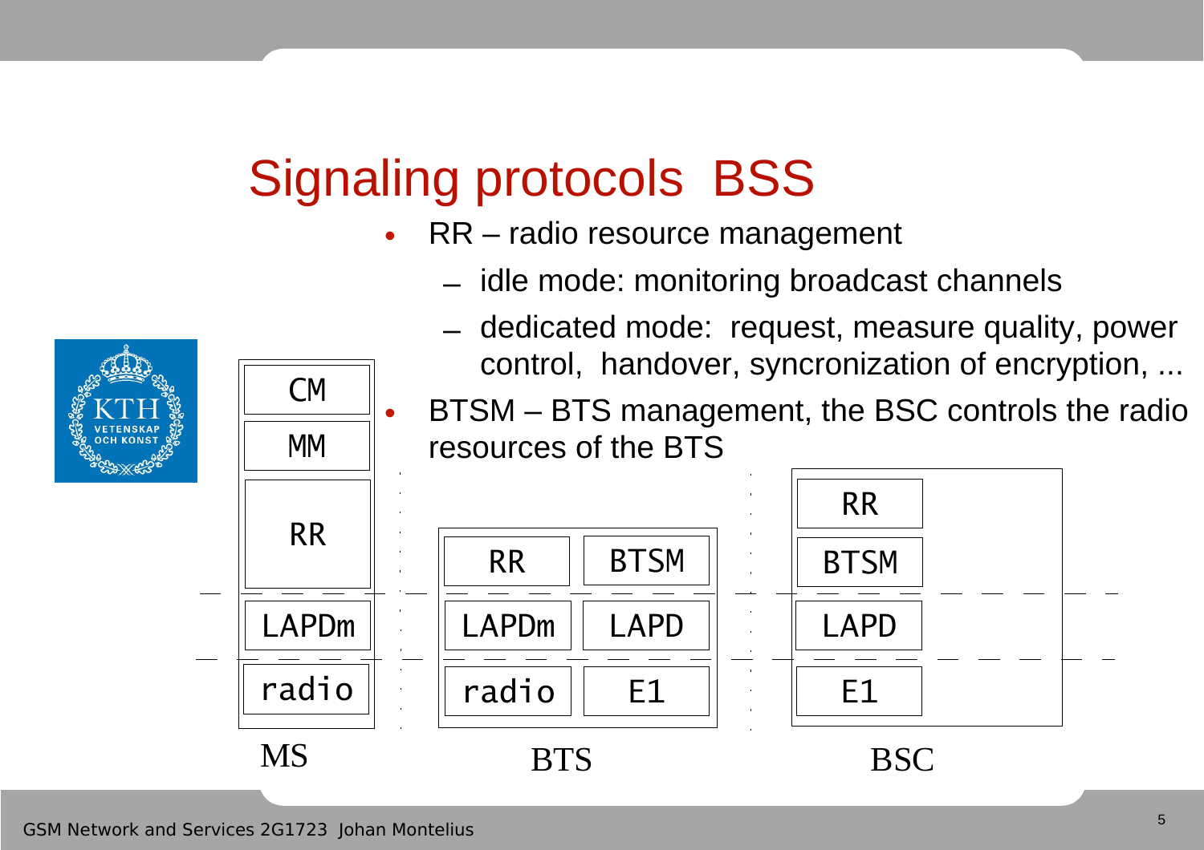# Signaling protocols BSS

- RR – radio resource management
  - idle mode: monitoring broadcast channels
  - dedicated mode: request, measure quality, power control, handover, syncronization of encryption, ...
- BTSM – BTS management, the BSC controls the radio resources of the BTS

| MS | BTS | | BSC |
|---|---|---|---|
| CM | | | |
| MM | | | RR |
| RR | RR | BTSM | BTSM |
| LAPDm | LAPDm | LAPD | LAPD |
| radio | radio | E1 | E1 |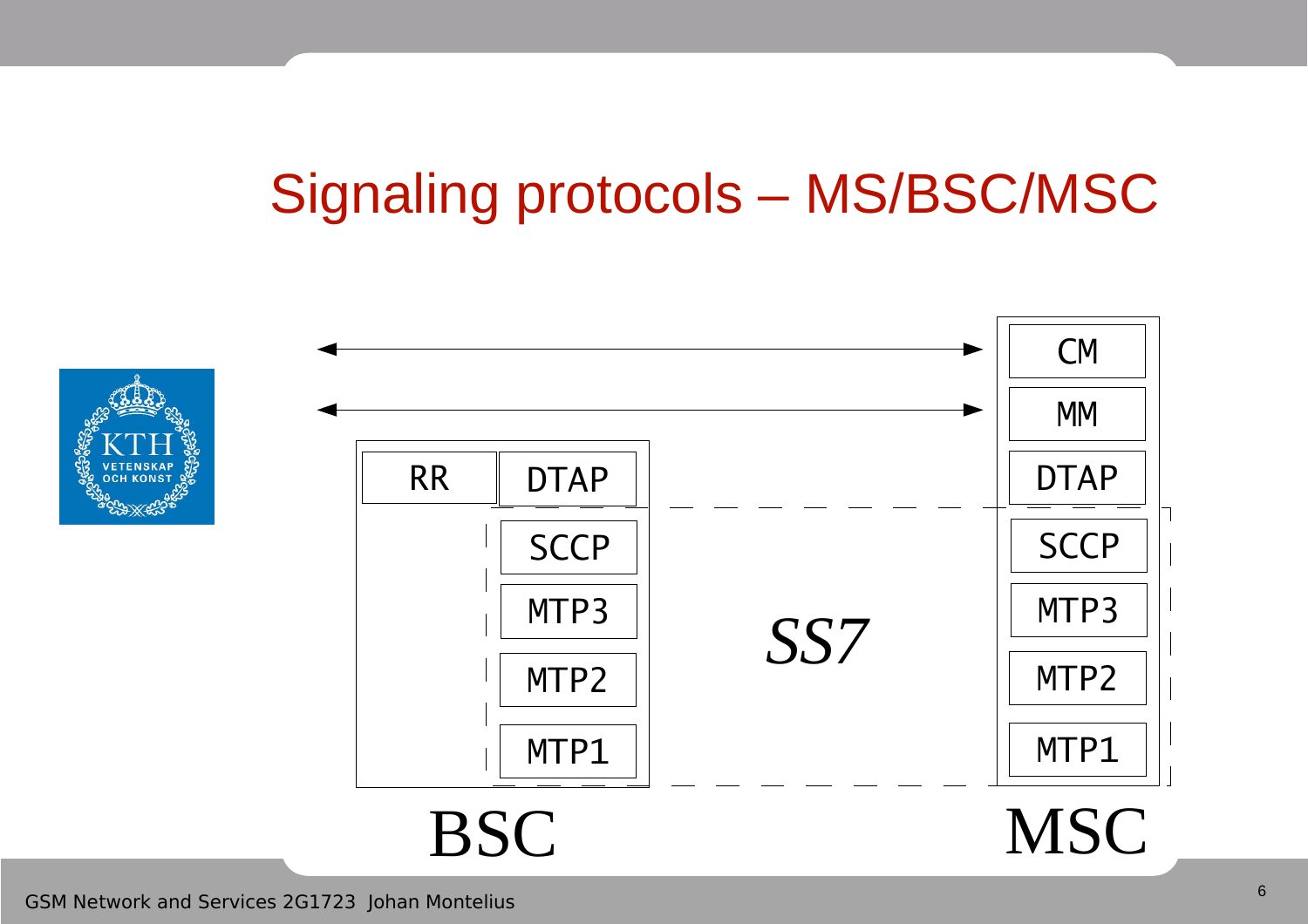# Signaling protocols – MS/BSC/MSC

| BSC | | | MSC |
|---|---|---|---|
| | | | CM |
| | | | MM |
| RR | DTAP | | DTAP |
| | SCCP | SS7 | SCCP |
| | MTP3 | | MTP3 |
| | MTP2 | | MTP2 |
| | MTP1 | | MTP1 |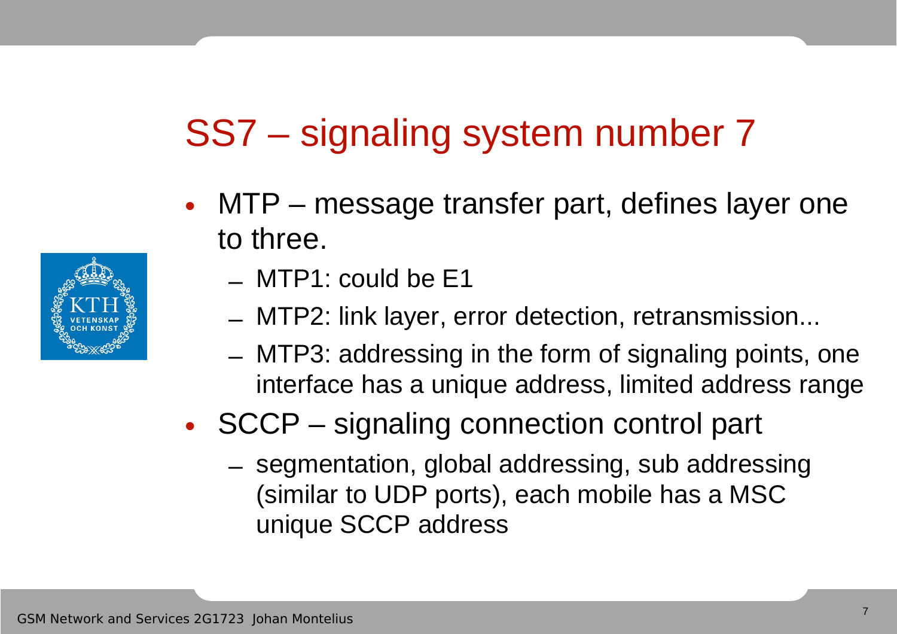# SS7 – signaling system number 7

- MTP – message transfer part, defines layer one to three.
  - MTP1: could be E1
  - MTP2: link layer, error detection, retransmission...
  - MTP3: addressing in the form of signaling points, one interface has a unique address, limited address range
- SCCP – signaling connection control part
  - segmentation, global addressing, sub addressing (similar to UDP ports), each mobile has a MSC unique SCCP address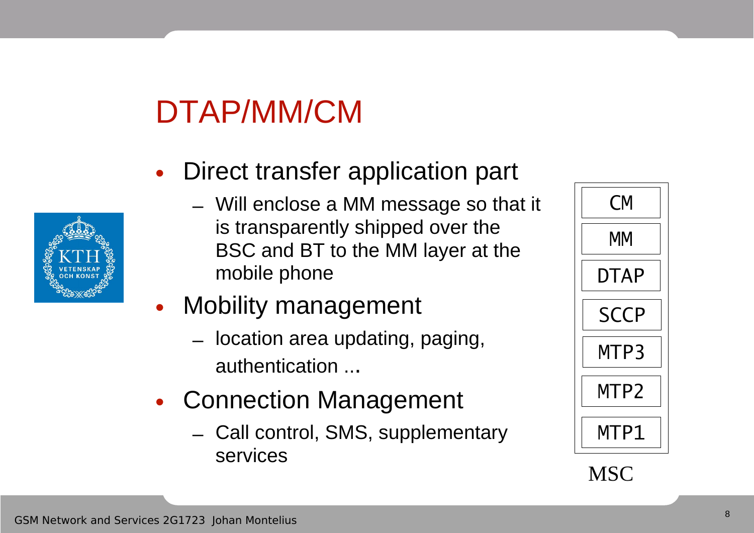# DTAP/MM/CM

- Direct transfer application part
  - Will enclose a MM message so that it is transparently shipped over the BSC and BT to the MM layer at the mobile phone
- Mobility management
  - location area updating, paging, authentication ...
- Connection Management
  - Call control, SMS, supplementary services

| MSC |
|---|
| CM |
| MM |
| DTAP |
| SCCP |
| MTP3 |
| MTP2 |
| MTP1 |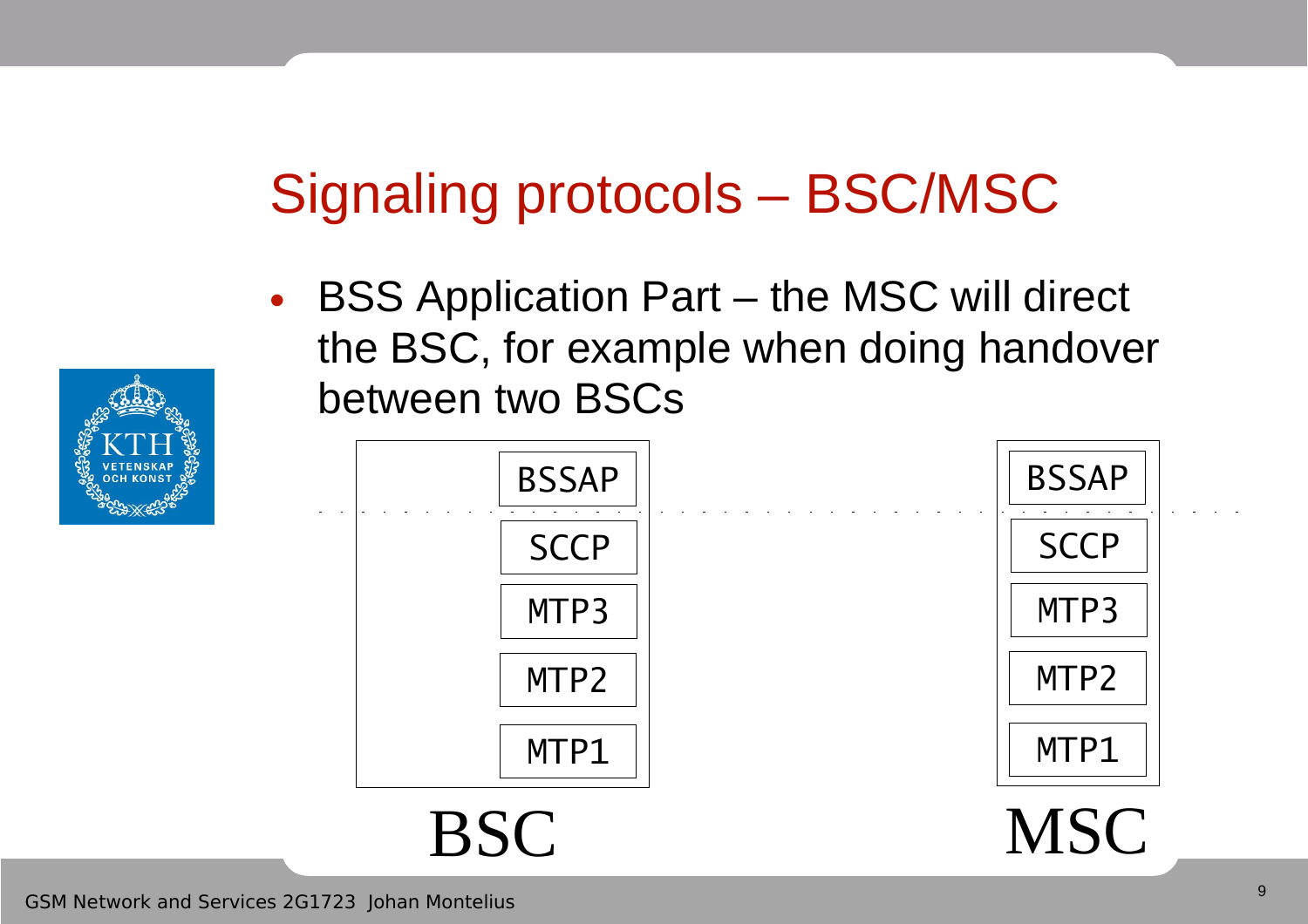# Signaling protocols – BSC/MSC

- BSS Application Part – the MSC will direct the BSC, for example when doing handover between two BSCs

| BSC | MSC |
|---|---|
| BSSAP | BSSAP |
| SCCP | SCCP |
| MTP3 | MTP3 |
| MTP2 | MTP2 |
| MTP1 | MTP1 |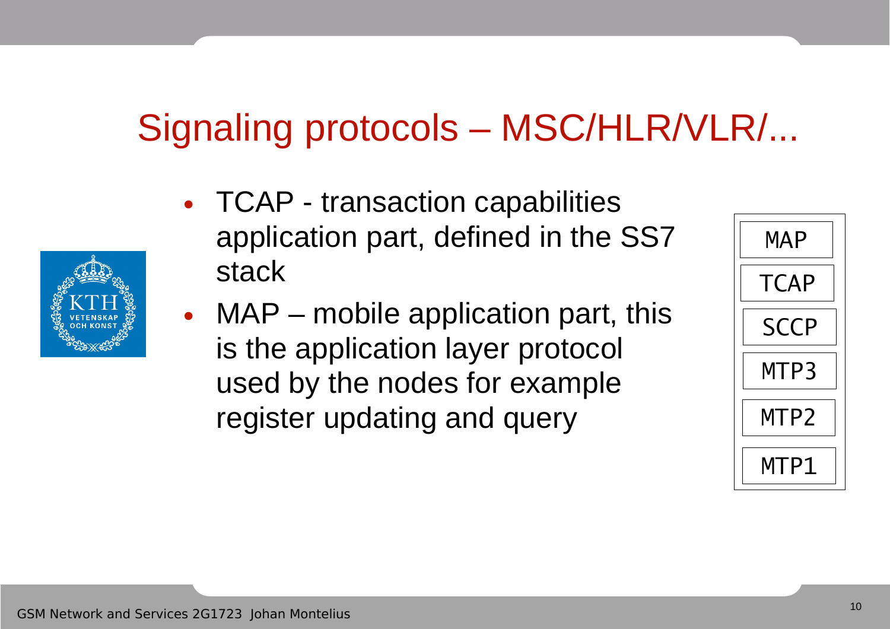# Signaling protocols – MSC/HLR/VLR/...

- TCAP - transaction capabilities application part, defined in the SS7 stack
- MAP – mobile application part, this is the application layer protocol used by the nodes for example register updating and query

| |
|---|
| MAP |
| TCAP |
| SCCP |
| MTP3 |
| MTP2 |
| MTP1 |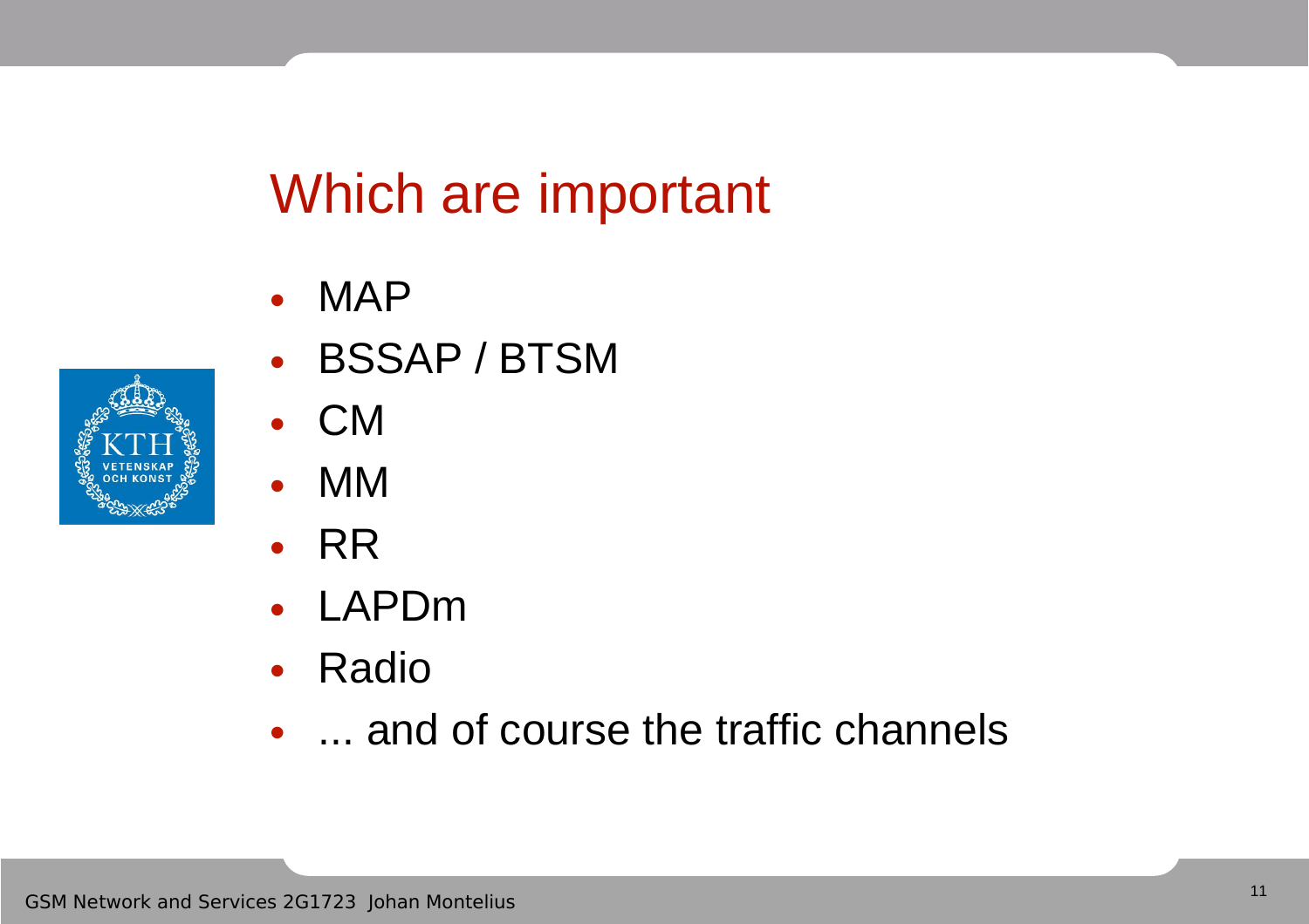# Which are important

- MAP
- BSSAP / BTSM
- CM
- MM
- RR
- LAPDm
- Radio
- ... and of course the traffic channels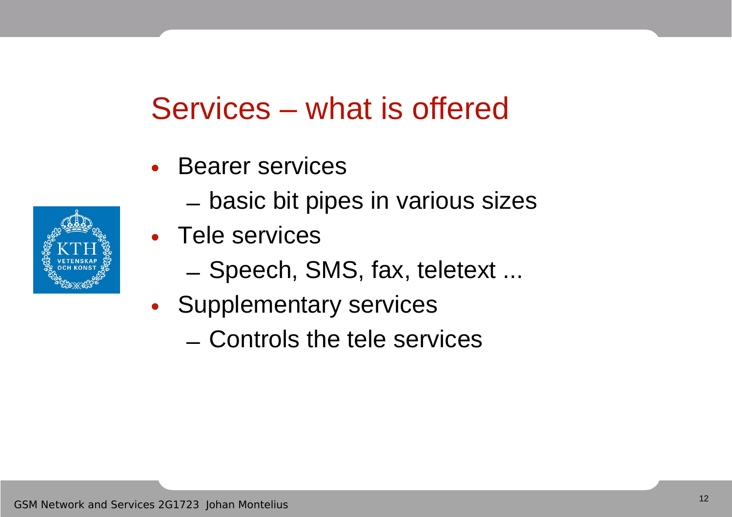# Services – what is offered

- Bearer services
  - basic bit pipes in various sizes
- Tele services
  - Speech, SMS, fax, teletext ...
- Supplementary services
  - Controls the tele services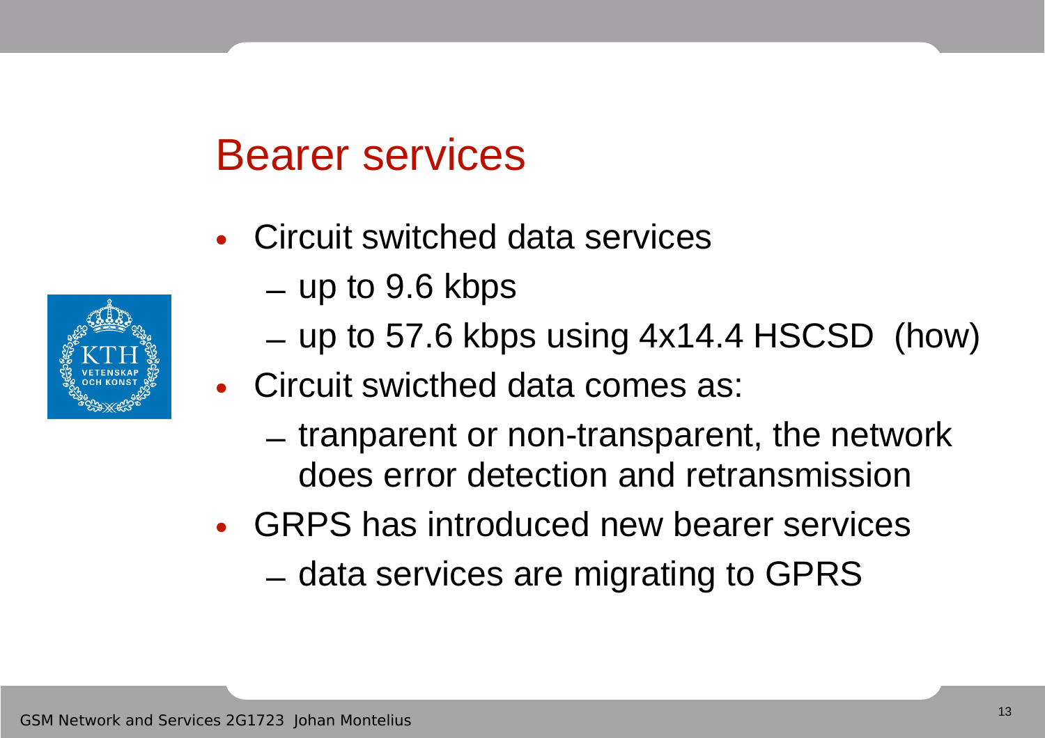# Bearer services

- Circuit switched data services
  - up to 9.6 kbps
  - up to 57.6 kbps using 4x14.4 HSCSD (how)
- Circuit swicthed data comes as:
  - tranparent or non-transparent, the network does error detection and retransmission
- GRPS has introduced new bearer services
  - data services are migrating to GPRS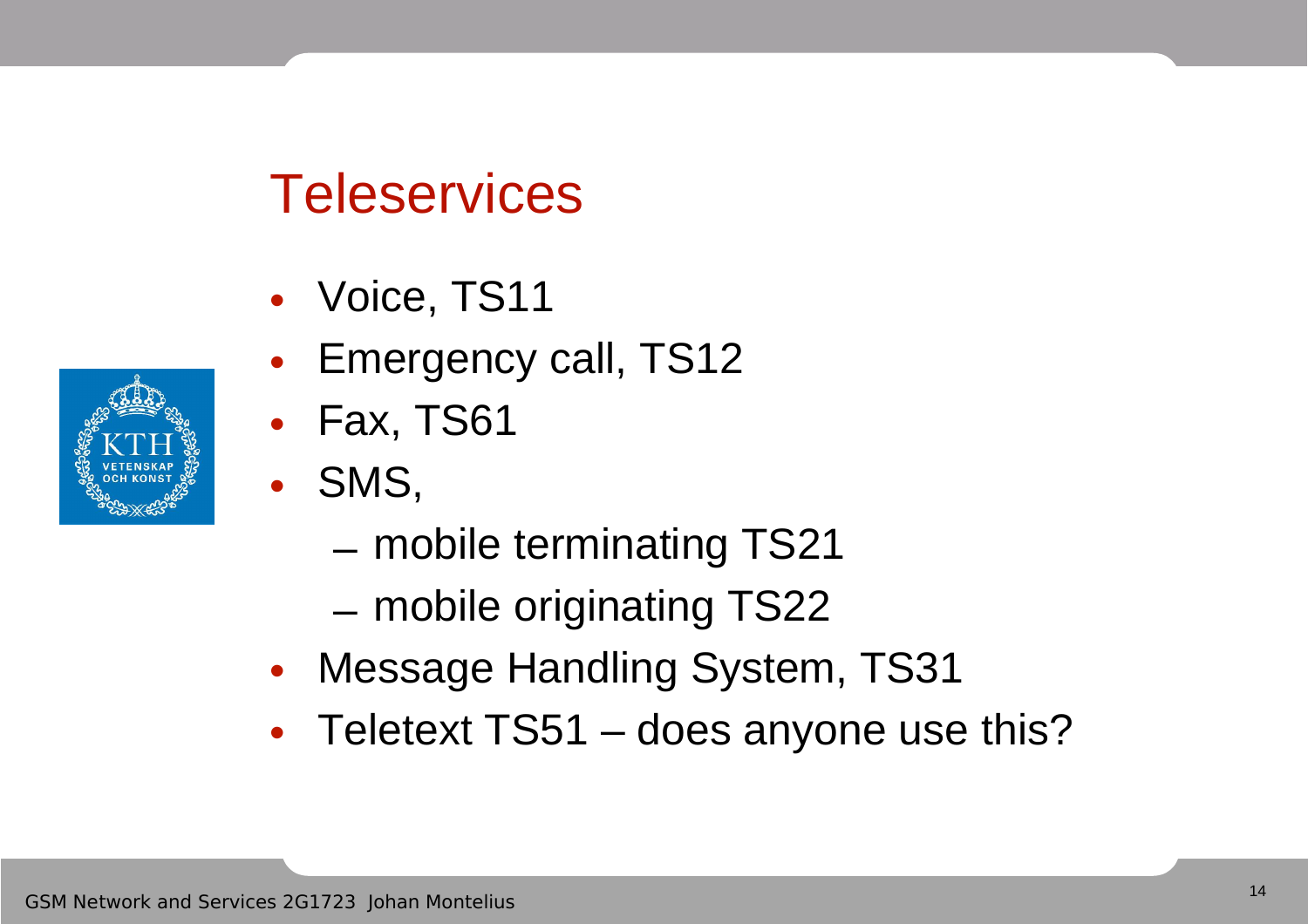# Teleservices

- Voice, TS11
- Emergency call, TS12
- Fax, TS61
- SMS,
  - mobile terminating TS21
  - mobile originating TS22
- Message Handling System, TS31
- Teletext TS51 – does anyone use this?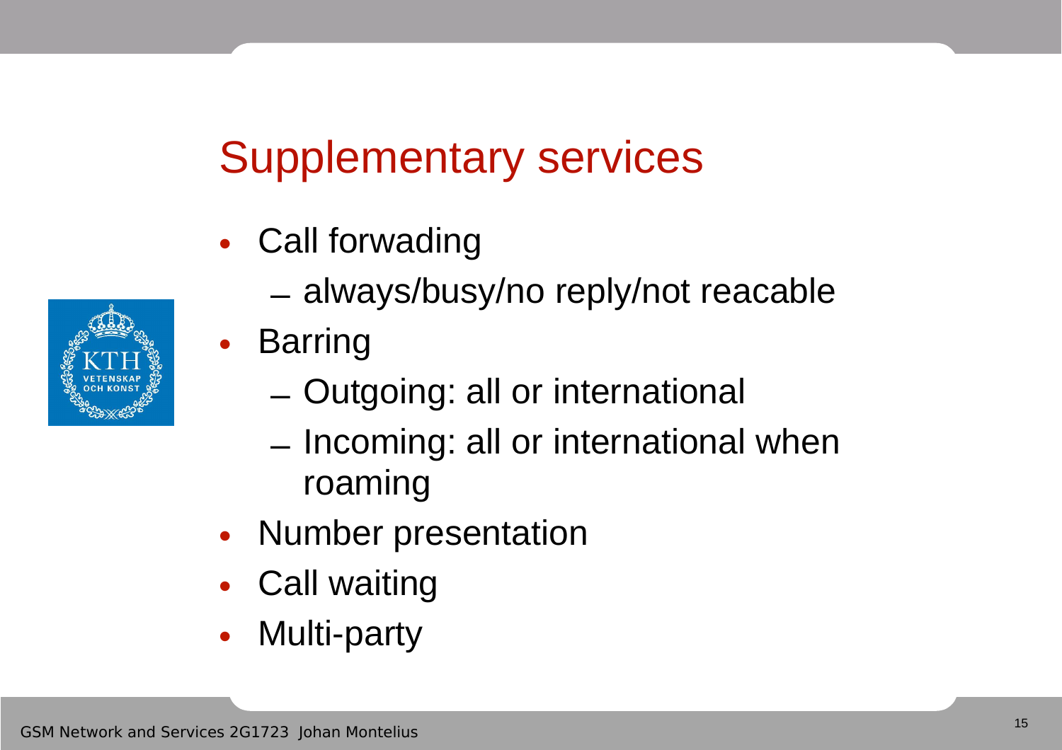# Supplementary services

- Call forwading
  - always/busy/no reply/not reacable
- Barring
  - Outgoing: all or international
  - Incoming: all or international when roaming
- Number presentation
- Call waiting
- Multi-party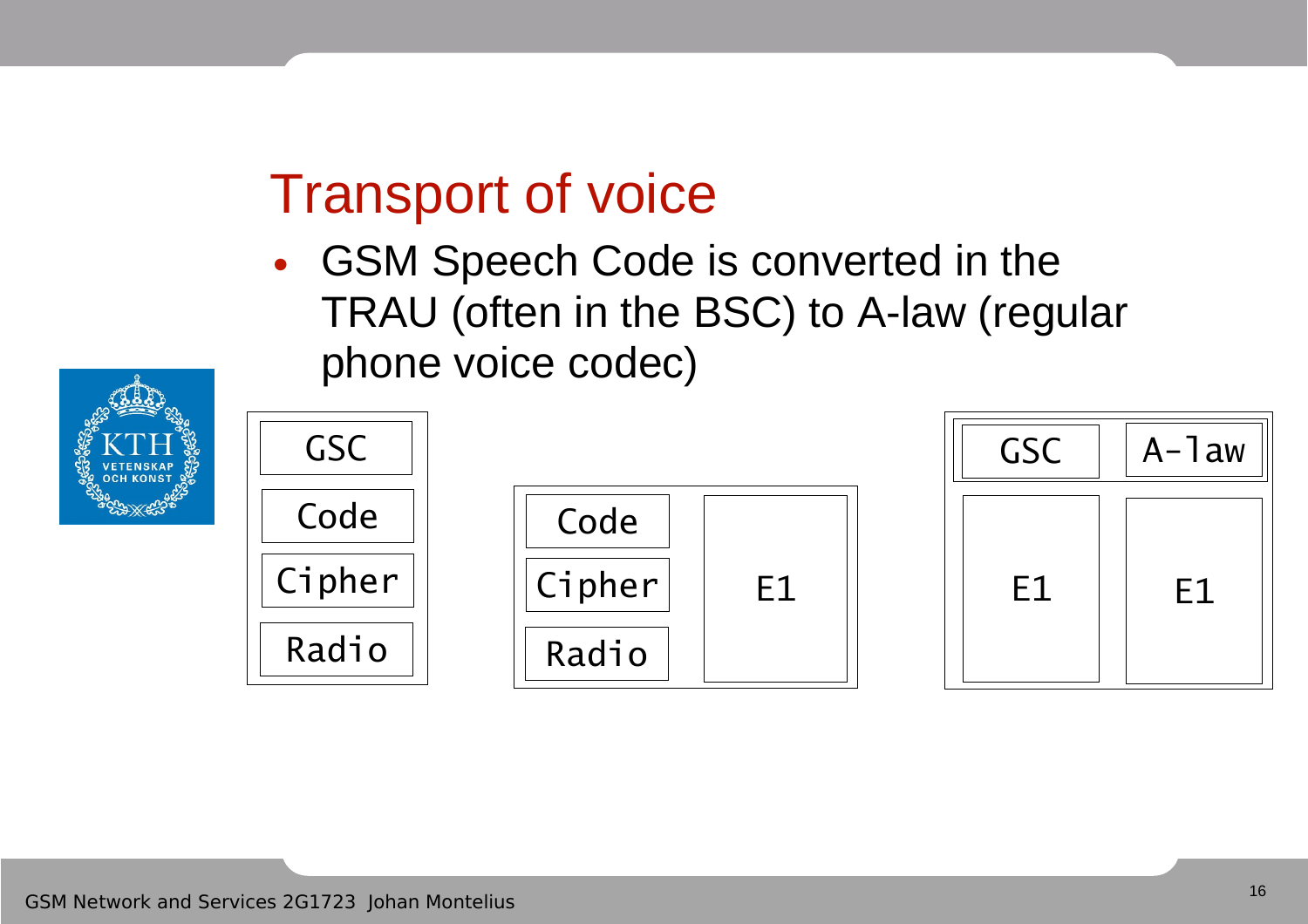# Transport of voice

- GSM Speech Code is converted in the TRAU (often in the BSC) to A-law (regular phone voice codec)

GSC
Code
Cipher
Radio

Code
Cipher
Radio
E1

GSC
A-law
E1
E1